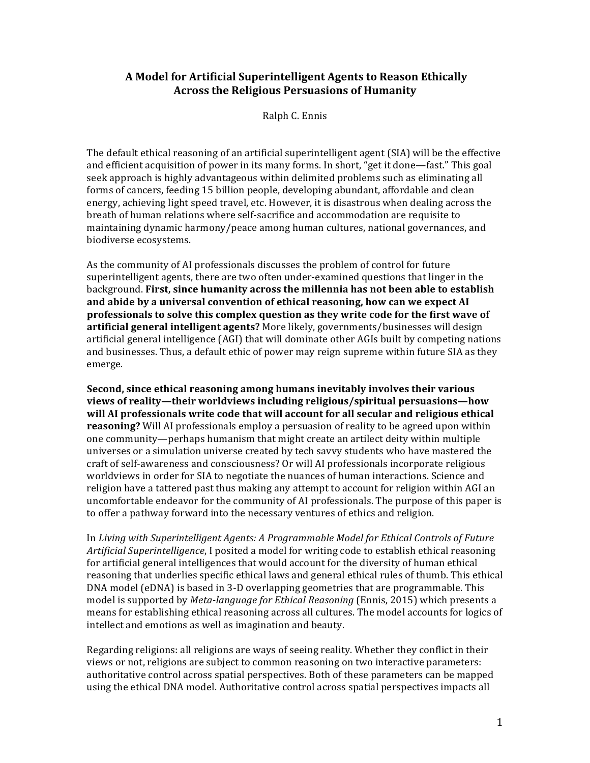# A Model for Artificial Superintelligent Agents to Reason Ethically Across the Religious Persuasions of Humanity

Ralph C. Ennis

The default ethical reasoning of an artificial superintelligent agent (SIA) will be the effective and efficient acquisition of power in its many forms. In short, "get it done—fast." This goal seek approach is highly advantageous within delimited problems such as eliminating all forms of cancers, feeding 15 billion people, developing abundant, affordable and clean energy, achieving light speed travel, etc. However, it is disastrous when dealing across the breath of human relations where self-sacrifice and accommodation are requisite to maintaining dynamic harmony/peace among human cultures, national governances, and biodiverse ecosystems.

As the community of AI professionals discusses the problem of control for future superintelligent agents, there are two often under-examined questions that linger in the background. **First, since humanity across the millennia has not been able to establish and abide by a universal convention of ethical reasoning, how can we expect AI professionals to solve this complex question as they write code for the first wave of artificial general intelligent agents?** More likely, governments/businesses will design artificial general intelligence (AGI) that will dominate other AGIs built by competing nations and businesses. Thus, a default ethic of power may reign supreme within future SIA as they emerge.

**Second, since ethical reasoning among humans inevitably involves their various views of reality—their worldviews including religious/spiritual persuasions—how will AI professionals write code that will account for all secular and religious ethical reasoning?** Will AI professionals employ a persuasion of reality to be agreed upon within one community—perhaps humanism that might create an artilect deity within multiple universes or a simulation universe created by tech savvy students who have mastered the craft of self-awareness and consciousness? Or will AI professionals incorporate religious worldviews in order for SIA to negotiate the nuances of human interactions. Science and religion have a tattered past thus making any attempt to account for religion within AGI an uncomfortable endeavor for the community of AI professionals. The purpose of this paper is to offer a pathway forward into the necessary ventures of ethics and religion.

In *Living with Superintelligent Agents: A Programmable Model for Ethical Controls of Future Artificial Superintelligence*, I posited a model for writing code to establish ethical reasoning for artificial general intelligences that would account for the diversity of human ethical reasoning that underlies specific ethical laws and general ethical rules of thumb. This ethical DNA model (eDNA) is based in 3-D overlapping geometries that are programmable. This model is supported by *Meta-language for Ethical Reasoning* (Ennis, 2015) which presents a means for establishing ethical reasoning across all cultures. The model accounts for logics of intellect and emotions as well as imagination and beauty.

Regarding religions: all religions are ways of seeing reality. Whether they conflict in their views or not, religions are subject to common reasoning on two interactive parameters: authoritative control across spatial perspectives. Both of these parameters can be mapped using the ethical DNA model. Authoritative control across spatial perspectives impacts all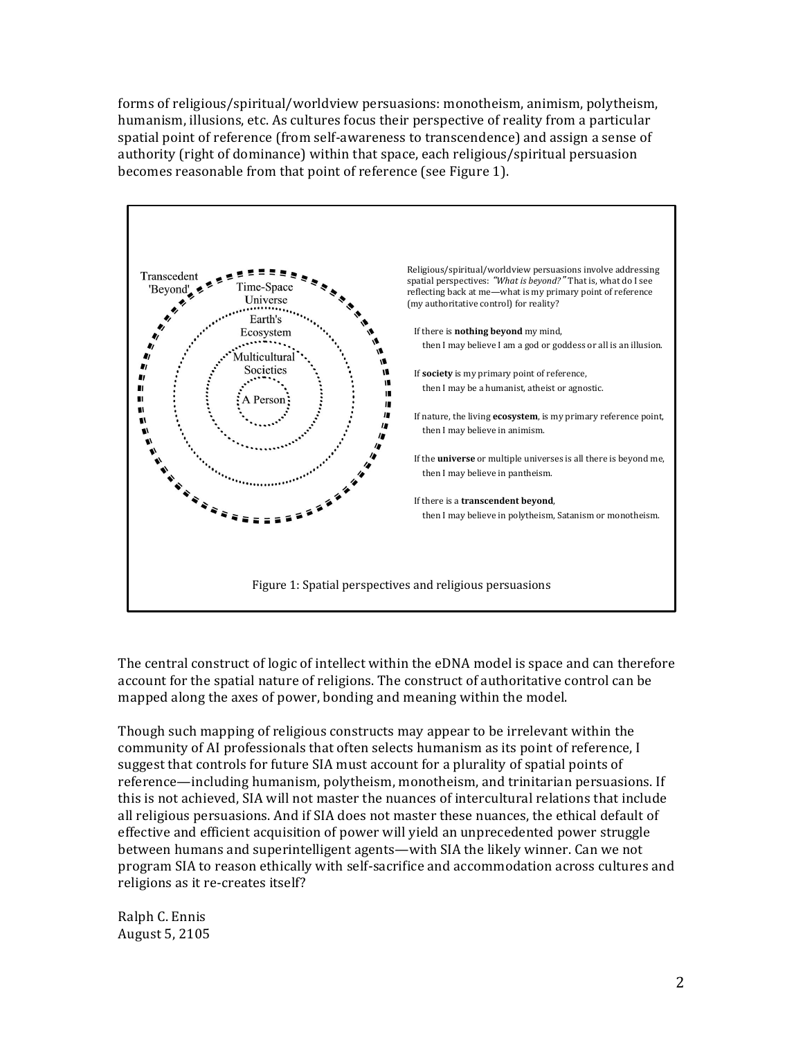forms of religious/spiritual/worldview persuasions: monotheism, animism, polytheism, humanism, illusions, etc. As cultures focus their perspective of reality from a particular spatial point of reference (from self-awareness to transcendence) and assign a sense of authority (right of dominance) within that space, each religious/spiritual persuasion becomes reasonable from that point of reference (see Figure 1).

Transcendent 'Beyond'

Time-Space Universe

Earth's Ecosystem

Multicultural Societies

A Person

Religious/spiritual/worldview persuasions involve addressing spatial perspectives: *"What is beyond?"* That is, what do I see reflecting back at me—what is my primary point of reference (my authoritative control) for reality?

If there is **nothing beyond** my mind,
then I may believe I am a god or goddess or all is an illusion.

If **society** is my primary point of reference,
then I may be a humanist, atheist or agnostic.

If nature, the living **ecosystem**, is my primary reference point,
then I may believe in animism.

If the **universe** or multiple universes is all there is beyond me,
then I may believe in pantheism.

If there is a **transcendent beyond**,
then I may believe in polytheism, Satanism or monotheism.

Figure 1: Spatial perspectives and religious persuasions

The central construct of logic of intellect within the eDNA model is space and can therefore account for the spatial nature of religions. The construct of authoritative control can be mapped along the axes of power, bonding and meaning within the model.

Though such mapping of religious constructs may appear to be irrelevant within the community of AI professionals that often selects humanism as its point of reference, I suggest that controls for future SIA must account for a plurality of spatial points of reference—including humanism, polytheism, monotheism, and trinitarian persuasions. If this is not achieved, SIA will not master the nuances of intercultural relations that include all religious persuasions. And if SIA does not master these nuances, the ethical default of effective and efficient acquisition of power will yield an unprecedented power struggle between humans and superintelligent agents—with SIA the likely winner. Can we not program SIA to reason ethically with self-sacrifice and accommodation across cultures and religions as it re-creates itself?

Ralph C. Ennis
August 5, 2105